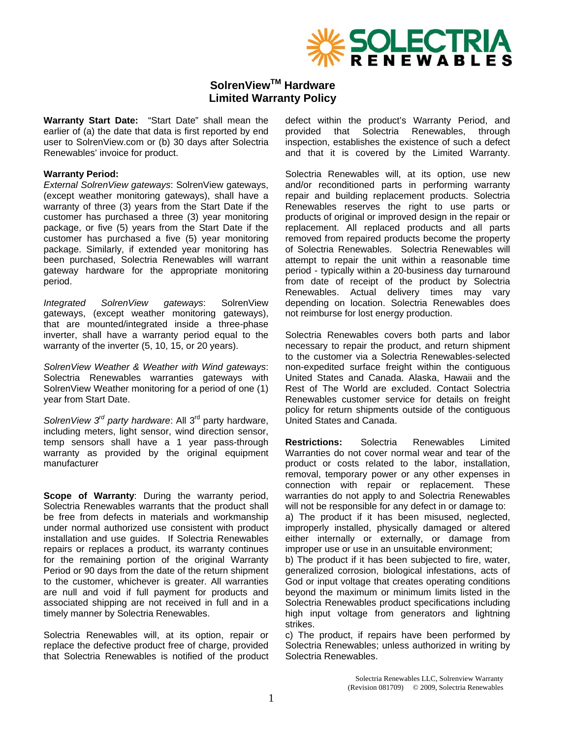# SolrenView$^{TM}$ Hardware Limited Warranty Policy

**Warranty Start Date:** "Start Date" shall mean the earlier of (a) the date that data is first reported by end user to SolrenView.com or (b) 30 days after Solectria Renewables' invoice for product.

**Warranty Period:**

*External SolrenView gateways*: SolrenView gateways, (except weather monitoring gateways), shall have a warranty of three (3) years from the Start Date if the customer has purchased a three (3) year monitoring package, or five (5) years from the Start Date if the customer has purchased a five (5) year monitoring package. Similarly, if extended year monitoring has been purchased, Solectria Renewables will warrant gateway hardware for the appropriate monitoring period.

*Integrated SolrenView gateways*: SolrenView gateways, (except weather monitoring gateways), that are mounted/integrated inside a three-phase inverter, shall have a warranty period equal to the warranty of the inverter (5, 10, 15, or 20 years).

*SolrenView Weather & Weather with Wind gateways*: Solectria Renewables warranties gateways with SolrenView Weather monitoring for a period of one (1) year from Start Date.

*SolrenView 3rd party hardware*: All 3rd party hardware, including meters, light sensor, wind direction sensor, temp sensors shall have a 1 year pass-through warranty as provided by the original equipment manufacturer

**Scope of Warranty**: During the warranty period, Solectria Renewables warrants that the product shall be free from defects in materials and workmanship under normal authorized use consistent with product installation and use guides. If Solectria Renewables repairs or replaces a product, its warranty continues for the remaining portion of the original Warranty Period or 90 days from the date of the return shipment to the customer, whichever is greater. All warranties are null and void if full payment for products and associated shipping are not received in full and in a timely manner by Solectria Renewables.

Solectria Renewables will, at its option, repair or replace the defective product free of charge, provided that Solectria Renewables is notified of the product defect within the product's Warranty Period, and provided that Solectria Renewables, through inspection, establishes the existence of such a defect and that it is covered by the Limited Warranty.

Solectria Renewables will, at its option, use new and/or reconditioned parts in performing warranty repair and building replacement products. Solectria Renewables reserves the right to use parts or products of original or improved design in the repair or replacement. All replaced products and all parts removed from repaired products become the property of Solectria Renewables. Solectria Renewables will attempt to repair the unit within a reasonable time period - typically within a 20-business day turnaround from date of receipt of the product by Solectria Renewables. Actual delivery times may vary depending on location. Solectria Renewables does not reimburse for lost energy production.

Solectria Renewables covers both parts and labor necessary to repair the product, and return shipment to the customer via a Solectria Renewables-selected non-expedited surface freight within the contiguous United States and Canada. Alaska, Hawaii and the Rest of The World are excluded. Contact Solectria Renewables customer service for details on freight policy for return shipments outside of the contiguous United States and Canada.

**Restrictions:** Solectria Renewables Limited Warranties do not cover normal wear and tear of the product or costs related to the labor, installation, removal, temporary power or any other expenses in connection with repair or replacement. These warranties do not apply to and Solectria Renewables will not be responsible for any defect in or damage to:

a) The product if it has been misused, neglected, improperly installed, physically damaged or altered either internally or externally, or damage from improper use or use in an unsuitable environment;

b) The product if it has been subjected to fire, water, generalized corrosion, biological infestations, acts of God or input voltage that creates operating conditions beyond the maximum or minimum limits listed in the Solectria Renewables product specifications including high input voltage from generators and lightning strikes.

c) The product, if repairs have been performed by Solectria Renewables; unless authorized in writing by Solectria Renewables.

Solectria Renewables LLC, Solrenview Warranty (Revision 081709) © 2009, Solectria Renewables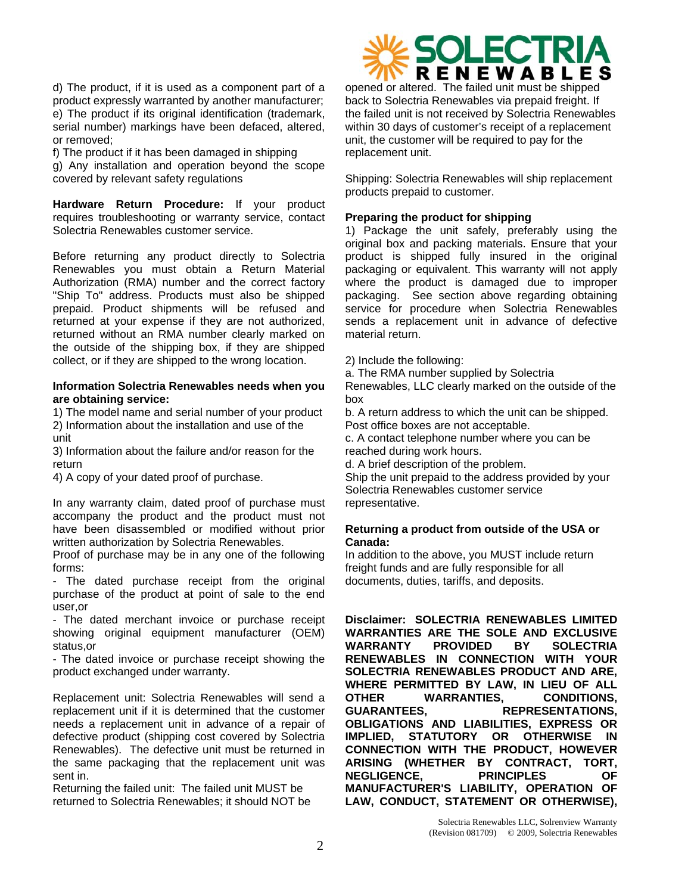d) The product, if it is used as a component part of a product expressly warranted by another manufacturer;
e) The product if its original identification (trademark, serial number) markings have been defaced, altered, or removed;
f) The product if it has been damaged in shipping
g) Any installation and operation beyond the scope covered by relevant safety regulations

**Hardware Return Procedure:** If your product requires troubleshooting or warranty service, contact Solectria Renewables customer service.

Before returning any product directly to Solectria Renewables you must obtain a Return Material Authorization (RMA) number and the correct factory "Ship To" address. Products must also be shipped prepaid. Product shipments will be refused and returned at your expense if they are not authorized, returned without an RMA number clearly marked on the outside of the shipping box, if they are shipped collect, or if they are shipped to the wrong location.

**Information Solectria Renewables needs when you are obtaining service:**

1) The model name and serial number of your product
2) Information about the installation and use of the unit
3) Information about the failure and/or reason for the return
4) A copy of your dated proof of purchase.

In any warranty claim, dated proof of purchase must accompany the product and the product must not have been disassembled or modified without prior written authorization by Solectria Renewables.
Proof of purchase may be in any one of the following forms:
- The dated purchase receipt from the original purchase of the product at point of sale to the end user,or
- The dated merchant invoice or purchase receipt showing original equipment manufacturer (OEM) status,or
- The dated invoice or purchase receipt showing the product exchanged under warranty.

Replacement unit: Solectria Renewables will send a replacement unit if it is determined that the customer needs a replacement unit in advance of a repair of defective product (shipping cost covered by Solectria Renewables). The defective unit must be returned in the same packaging that the replacement unit was sent in.
Returning the failed unit: The failed unit MUST be returned to Solectria Renewables; it should NOT be opened or altered. The failed unit must be shipped back to Solectria Renewables via prepaid freight. If the failed unit is not received by Solectria Renewables within 30 days of customer's receipt of a replacement unit, the customer will be required to pay for the replacement unit.

Shipping: Solectria Renewables will ship replacement products prepaid to customer.

**Preparing the product for shipping**

1) Package the unit safely, preferably using the original box and packing materials. Ensure that your product is shipped fully insured in the original packaging or equivalent. This warranty will not apply where the product is damaged due to improper packaging. See section above regarding obtaining service for procedure when Solectria Renewables sends a replacement unit in advance of defective material return.

2) Include the following:
a. The RMA number supplied by Solectria Renewables, LLC clearly marked on the outside of the box
b. A return address to which the unit can be shipped. Post office boxes are not acceptable.
c. A contact telephone number where you can be reached during work hours.
d. A brief description of the problem.
Ship the unit prepaid to the address provided by your Solectria Renewables customer service representative.

**Returning a product from outside of the USA or Canada:**
In addition to the above, you MUST include return freight funds and are fully responsible for all documents, duties, tariffs, and deposits.

**Disclaimer: SOLECTRIA RENEWABLES LIMITED WARRANTIES ARE THE SOLE AND EXCLUSIVE WARRANTY PROVIDED BY SOLECTRIA RENEWABLES IN CONNECTION WITH YOUR SOLECTRIA RENEWABLES PRODUCT AND ARE, WHERE PERMITTED BY LAW, IN LIEU OF ALL OTHER WARRANTIES, CONDITIONS, GUARANTEES, REPRESENTATIONS, OBLIGATIONS AND LIABILITIES, EXPRESS OR IMPLIED, STATUTORY OR OTHERWISE IN CONNECTION WITH THE PRODUCT, HOWEVER ARISING (WHETHER BY CONTRACT, TORT, NEGLIGENCE, PRINCIPLES OF MANUFACTURER'S LIABILITY, OPERATION OF LAW, CONDUCT, STATEMENT OR OTHERWISE),**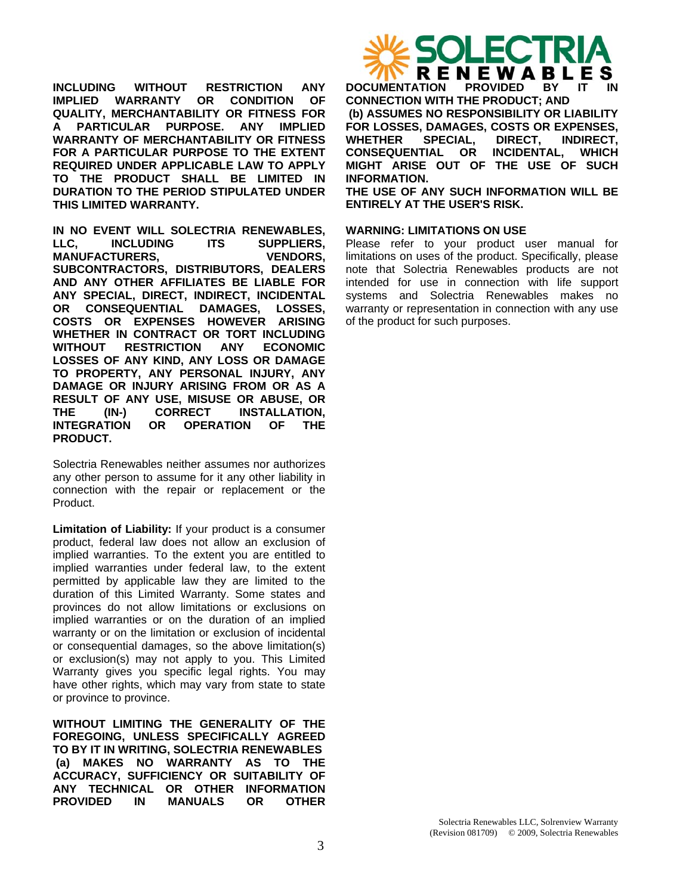**INCLUDING WITHOUT RESTRICTION ANY IMPLIED WARRANTY OR CONDITION OF QUALITY, MERCHANTABILITY OR FITNESS FOR A PARTICULAR PURPOSE. ANY IMPLIED WARRANTY OF MERCHANTABILITY OR FITNESS FOR A PARTICULAR PURPOSE TO THE EXTENT REQUIRED UNDER APPLICABLE LAW TO APPLY TO THE PRODUCT SHALL BE LIMITED IN DURATION TO THE PERIOD STIPULATED UNDER THIS LIMITED WARRANTY.**

**IN NO EVENT WILL SOLECTRIA RENEWABLES, LLC, INCLUDING ITS SUPPLIERS, MANUFACTURERS, VENDORS, SUBCONTRACTORS, DISTRIBUTORS, DEALERS AND ANY OTHER AFFILIATES BE LIABLE FOR ANY SPECIAL, DIRECT, INDIRECT, INCIDENTAL OR CONSEQUENTIAL DAMAGES, LOSSES, COSTS OR EXPENSES HOWEVER ARISING WHETHER IN CONTRACT OR TORT INCLUDING WITHOUT RESTRICTION ANY ECONOMIC LOSSES OF ANY KIND, ANY LOSS OR DAMAGE TO PROPERTY, ANY PERSONAL INJURY, ANY DAMAGE OR INJURY ARISING FROM OR AS A RESULT OF ANY USE, MISUSE OR ABUSE, OR THE (IN-) CORRECT INSTALLATION, INTEGRATION OR OPERATION OF THE PRODUCT.**

Solectria Renewables neither assumes nor authorizes any other person to assume for it any other liability in connection with the repair or replacement or the Product.

**Limitation of Liability:** If your product is a consumer product, federal law does not allow an exclusion of implied warranties. To the extent you are entitled to implied warranties under federal law, to the extent permitted by applicable law they are limited to the duration of this Limited Warranty. Some states and provinces do not allow limitations or exclusions on implied warranties or on the duration of an implied warranty or on the limitation or exclusion of incidental or consequential damages, so the above limitation(s) or exclusion(s) may not apply to you. This Limited Warranty gives you specific legal rights. You may have other rights, which may vary from state to state or province to province.

**WITHOUT LIMITING THE GENERALITY OF THE FOREGOING, UNLESS SPECIFICALLY AGREED TO BY IT IN WRITING, SOLECTRIA RENEWABLES (a) MAKES NO WARRANTY AS TO THE ACCURACY, SUFFICIENCY OR SUITABILITY OF ANY TECHNICAL OR OTHER INFORMATION PROVIDED IN MANUALS OR OTHER DOCUMENTATION PROVIDED BY IT IN CONNECTION WITH THE PRODUCT; AND (b) ASSUMES NO RESPONSIBILITY OR LIABILITY FOR LOSSES, DAMAGES, COSTS OR EXPENSES, WHETHER SPECIAL, DIRECT, INDIRECT, CONSEQUENTIAL OR INCIDENTAL, WHICH MIGHT ARISE OUT OF THE USE OF SUCH INFORMATION.**

**THE USE OF ANY SUCH INFORMATION WILL BE ENTIRELY AT THE USER'S RISK.**

**WARNING: LIMITATIONS ON USE**

Please refer to your product user manual for limitations on uses of the product. Specifically, please note that Solectria Renewables products are not intended for use in connection with life support systems and Solectria Renewables makes no warranty or representation in connection with any use of the product for such purposes.